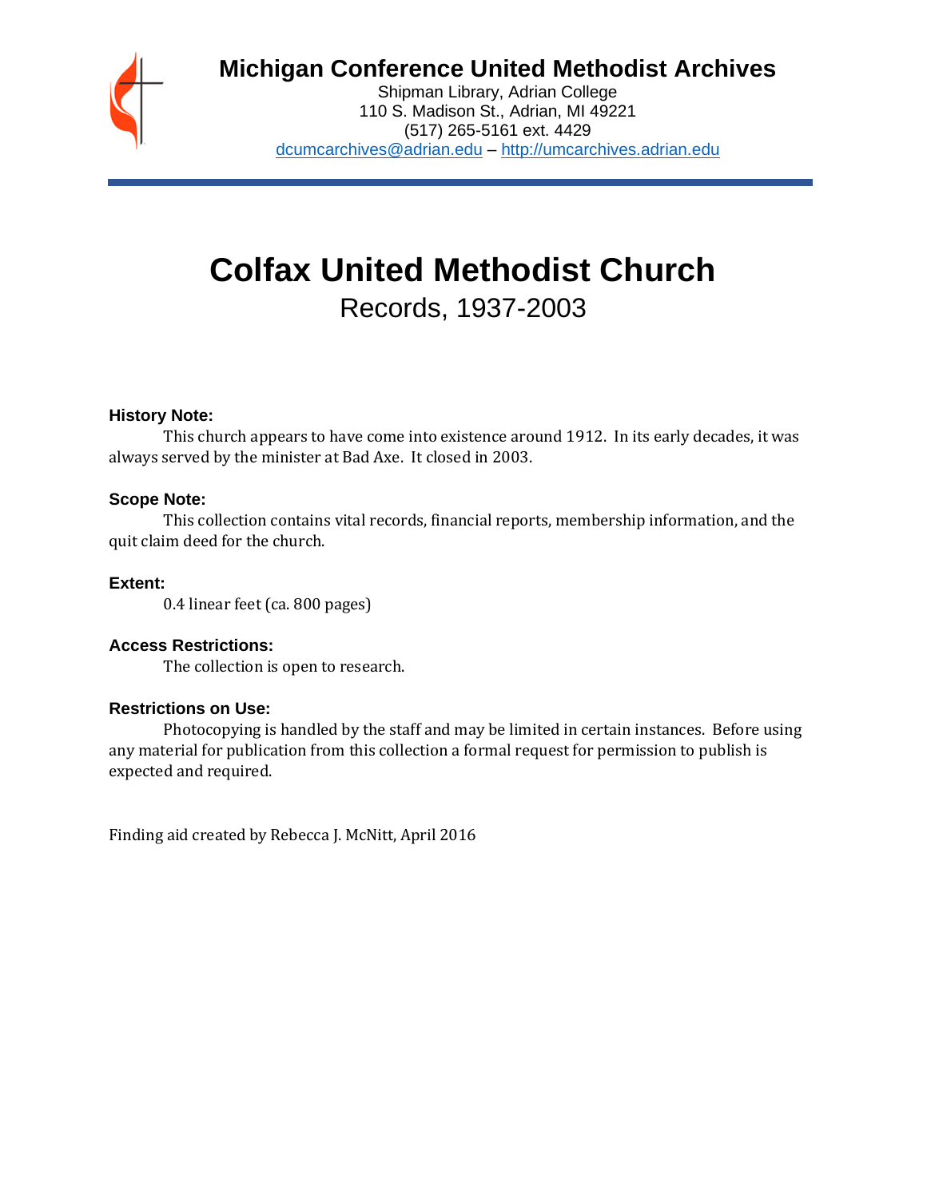# Michigan Conference United Methodist Archives

Shipman Library, Adrian College
110 S. Madison St., Adrian, MI 49221
(517) 265-5161 ext. 4429
dcumcarchives@adrian.edu – http://umcarchives.adrian.edu

# Colfax United Methodist Church

## Records, 1937-2003

### History Note:

This church appears to have come into existence around 1912. In its early decades, it was always served by the minister at Bad Axe. It closed in 2003.

### Scope Note:

This collection contains vital records, financial reports, membership information, and the quit claim deed for the church.

### Extent:

0.4 linear feet (ca. 800 pages)

### Access Restrictions:

The collection is open to research.

### Restrictions on Use:

Photocopying is handled by the staff and may be limited in certain instances. Before using any material for publication from this collection a formal request for permission to publish is expected and required.

Finding aid created by Rebecca J. McNitt, April 2016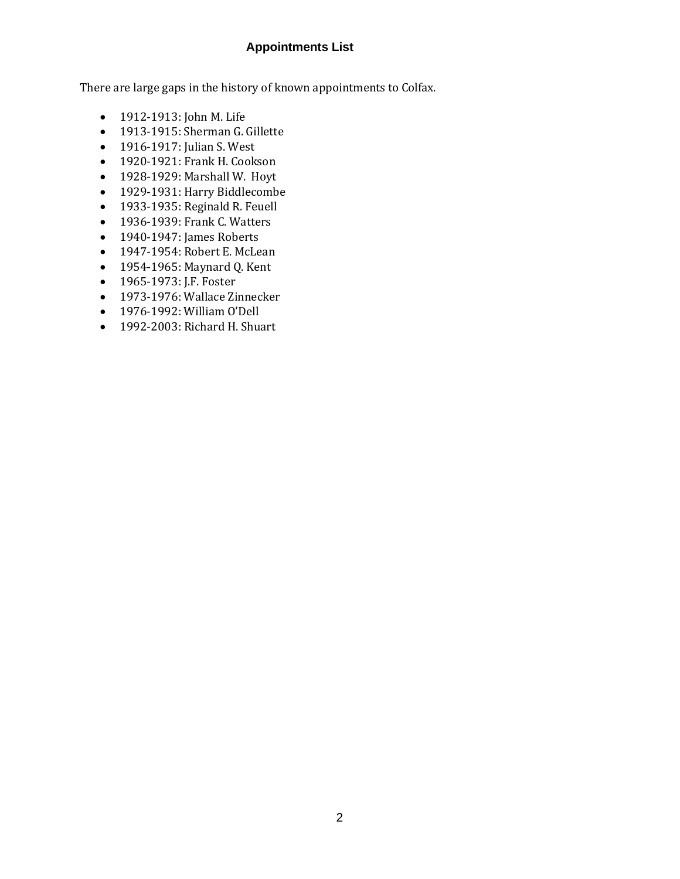## Appointments List

There are large gaps in the history of known appointments to Colfax.

- 1912-1913: John M. Life
- 1913-1915: Sherman G. Gillette
- 1916-1917: Julian S. West
- 1920-1921: Frank H. Cookson
- 1928-1929: Marshall W. Hoyt
- 1929-1931: Harry Biddlecombe
- 1933-1935: Reginald R. Feuell
- 1936-1939: Frank C. Watters
- 1940-1947: James Roberts
- 1947-1954: Robert E. McLean
- 1954-1965: Maynard Q. Kent
- 1965-1973: J.F. Foster
- 1973-1976: Wallace Zinnecker
- 1976-1992: William O'Dell
- 1992-2003: Richard H. Shuart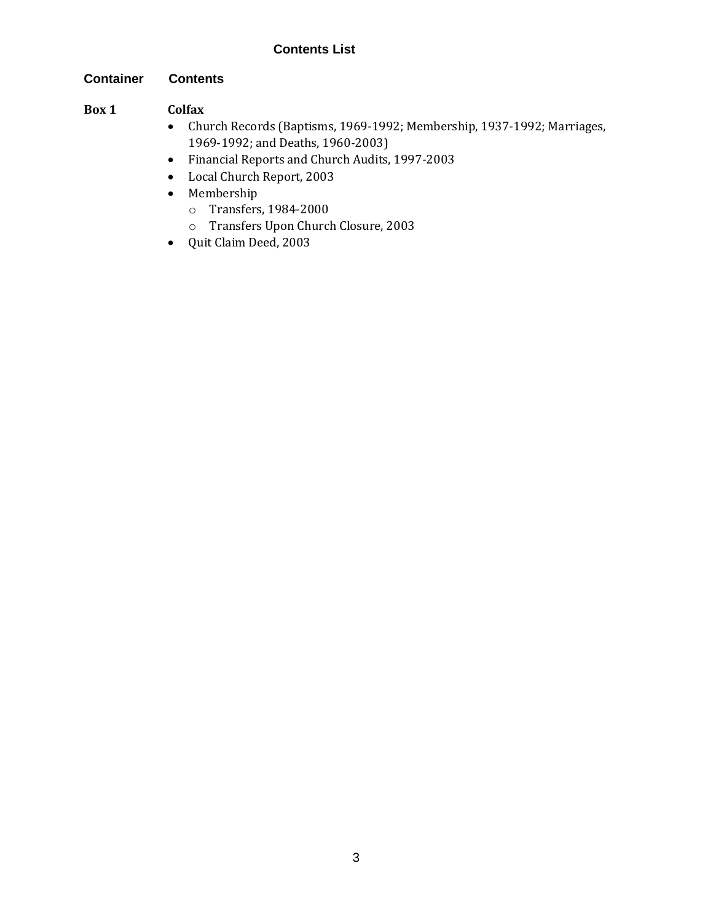## Contents List

| Container | Contents |
|---|---|
| **Box 1** | **Colfax** |

- Church Records (Baptisms, 1969-1992; Membership, 1937-1992; Marriages, 1969-1992; and Deaths, 1960-2003)
- Financial Reports and Church Audits, 1997-2003
- Local Church Report, 2003
- Membership
  - Transfers, 1984-2000
  - Transfers Upon Church Closure, 2003
- Quit Claim Deed, 2003